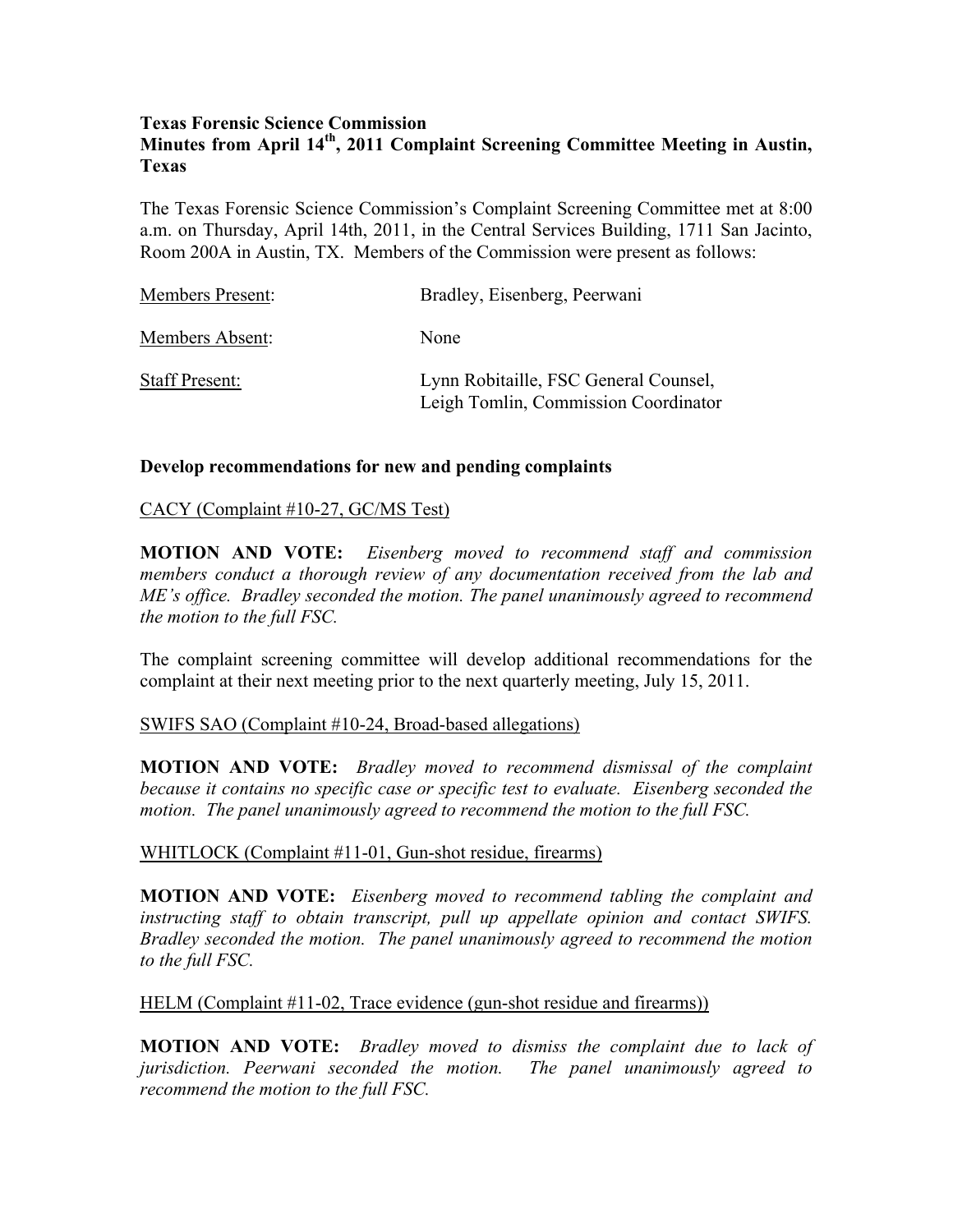**Texas Forensic Science Commission**
**Minutes from April 14th, 2011 Complaint Screening Committee Meeting in Austin, Texas**

The Texas Forensic Science Commission's Complaint Screening Committee met at 8:00 a.m. on Thursday, April 14th, 2011, in the Central Services Building, 1711 San Jacinto, Room 200A in Austin, TX. Members of the Commission were present as follows:

| | |
|---|---|
| Members Present: | Bradley, Eisenberg, Peerwani |
| Members Absent: | None |
| Staff Present: | Lynn Robitaille, FSC General Counsel, Leigh Tomlin, Commission Coordinator |

**Develop recommendations for new and pending complaints**

CACY (Complaint #10-27, GC/MS Test)

**MOTION AND VOTE:** *Eisenberg moved to recommend staff and commission members conduct a thorough review of any documentation received from the lab and ME's office. Bradley seconded the motion. The panel unanimously agreed to recommend the motion to the full FSC.*

The complaint screening committee will develop additional recommendations for the complaint at their next meeting prior to the next quarterly meeting, July 15, 2011.

SWIFS SAO (Complaint #10-24, Broad-based allegations)

**MOTION AND VOTE:** *Bradley moved to recommend dismissal of the complaint because it contains no specific case or specific test to evaluate. Eisenberg seconded the motion. The panel unanimously agreed to recommend the motion to the full FSC.*

WHITLOCK (Complaint #11-01, Gun-shot residue, firearms)

**MOTION AND VOTE:** *Eisenberg moved to recommend tabling the complaint and instructing staff to obtain transcript, pull up appellate opinion and contact SWIFS. Bradley seconded the motion. The panel unanimously agreed to recommend the motion to the full FSC.*

HELM (Complaint #11-02, Trace evidence (gun-shot residue and firearms))

**MOTION AND VOTE:** *Bradley moved to dismiss the complaint due to lack of jurisdiction. Peerwani seconded the motion. The panel unanimously agreed to recommend the motion to the full FSC.*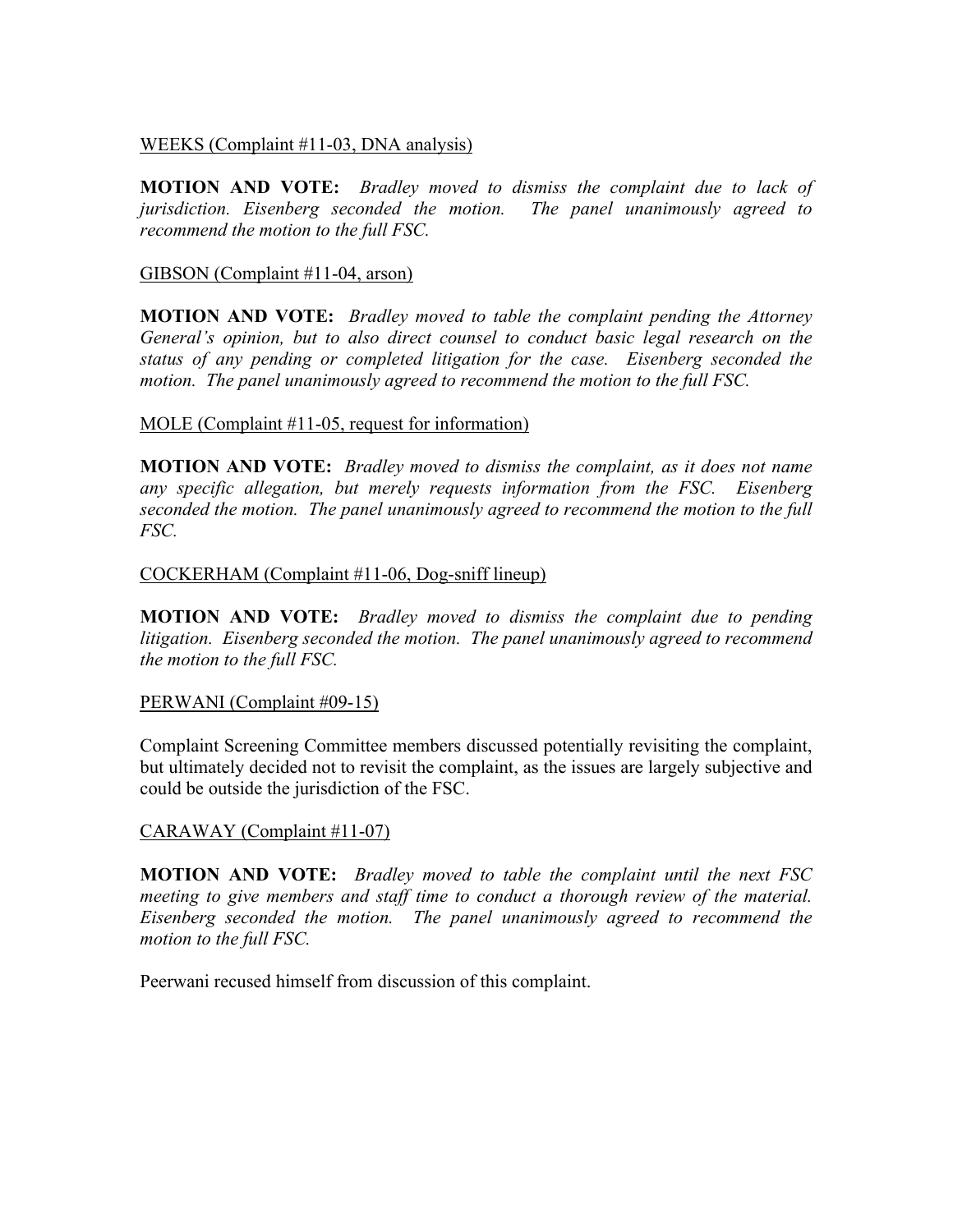WEEKS (Complaint #11-03, DNA analysis)

**MOTION AND VOTE:** *Bradley moved to dismiss the complaint due to lack of jurisdiction. Eisenberg seconded the motion. The panel unanimously agreed to recommend the motion to the full FSC.*

GIBSON (Complaint #11-04, arson)

**MOTION AND VOTE:** *Bradley moved to table the complaint pending the Attorney General's opinion, but to also direct counsel to conduct basic legal research on the status of any pending or completed litigation for the case. Eisenberg seconded the motion. The panel unanimously agreed to recommend the motion to the full FSC.*

MOLE (Complaint #11-05, request for information)

**MOTION AND VOTE:** *Bradley moved to dismiss the complaint, as it does not name any specific allegation, but merely requests information from the FSC. Eisenberg seconded the motion. The panel unanimously agreed to recommend the motion to the full FSC.*

COCKERHAM (Complaint #11-06, Dog-sniff lineup)

**MOTION AND VOTE:** *Bradley moved to dismiss the complaint due to pending litigation. Eisenberg seconded the motion. The panel unanimously agreed to recommend the motion to the full FSC.*

PERWANI (Complaint #09-15)

Complaint Screening Committee members discussed potentially revisiting the complaint, but ultimately decided not to revisit the complaint, as the issues are largely subjective and could be outside the jurisdiction of the FSC.

CARAWAY (Complaint #11-07)

**MOTION AND VOTE:** *Bradley moved to table the complaint until the next FSC meeting to give members and staff time to conduct a thorough review of the material. Eisenberg seconded the motion. The panel unanimously agreed to recommend the motion to the full FSC.*

Peerwani recused himself from discussion of this complaint.